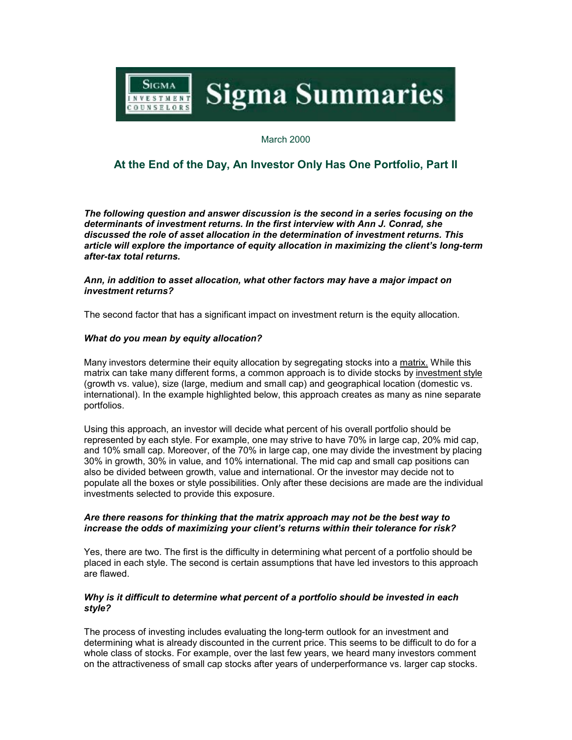# Sigma Summaries

March 2000

## At the End of the Day, An Investor Only Has One Portfolio, Part II

***The following question and answer discussion is the second in a series focusing on the determinants of investment returns. In the first interview with Ann J. Conrad, she discussed the role of asset allocation in the determination of investment returns. This article will explore the importance of equity allocation in maximizing the client's long-term after-tax total returns.***

***Ann, in addition to asset allocation, what other factors may have a major impact on investment returns?***

The second factor that has a significant impact on investment return is the equity allocation.

***What do you mean by equity allocation?***

Many investors determine their equity allocation by segregating stocks into a matrix. While this matrix can take many different forms, a common approach is to divide stocks by investment style (growth vs. value), size (large, medium and small cap) and geographical location (domestic vs. international). In the example highlighted below, this approach creates as many as nine separate portfolios.

Using this approach, an investor will decide what percent of his overall portfolio should be represented by each style. For example, one may strive to have 70% in large cap, 20% mid cap, and 10% small cap. Moreover, of the 70% in large cap, one may divide the investment by placing 30% in growth, 30% in value, and 10% international. The mid cap and small cap positions can also be divided between growth, value and international. Or the investor may decide not to populate all the boxes or style possibilities. Only after these decisions are made are the individual investments selected to provide this exposure.

***Are there reasons for thinking that the matrix approach may not be the best way to increase the odds of maximizing your client's returns within their tolerance for risk?***

Yes, there are two. The first is the difficulty in determining what percent of a portfolio should be placed in each style. The second is certain assumptions that have led investors to this approach are flawed.

***Why is it difficult to determine what percent of a portfolio should be invested in each style?***

The process of investing includes evaluating the long-term outlook for an investment and determining what is already discounted in the current price. This seems to be difficult to do for a whole class of stocks. For example, over the last few years, we heard many investors comment on the attractiveness of small cap stocks after years of underperformance vs. larger cap stocks.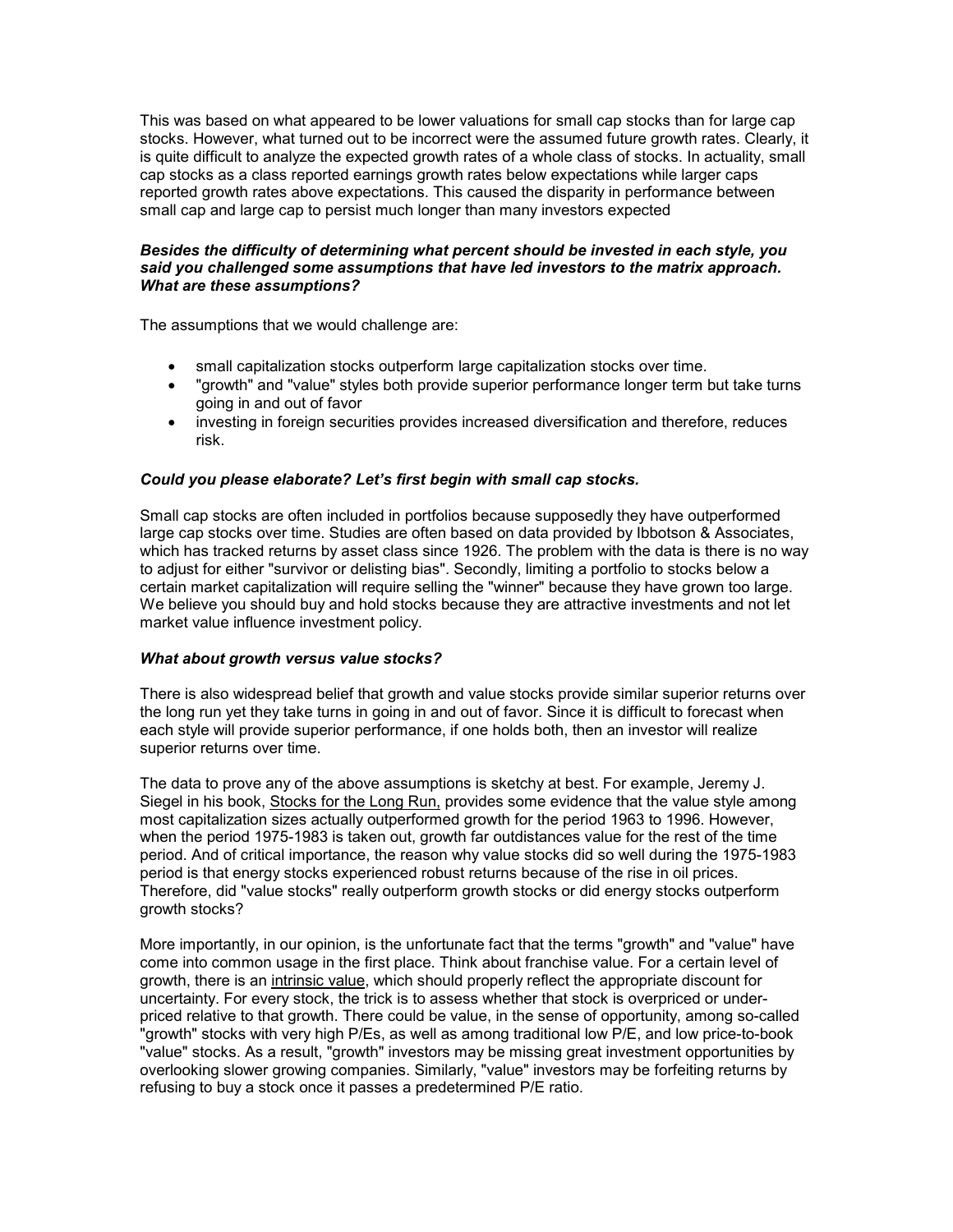This was based on what appeared to be lower valuations for small cap stocks than for large cap stocks. However, what turned out to be incorrect were the assumed future growth rates. Clearly, it is quite difficult to analyze the expected growth rates of a whole class of stocks. In actuality, small cap stocks as a class reported earnings growth rates below expectations while larger caps reported growth rates above expectations. This caused the disparity in performance between small cap and large cap to persist much longer than many investors expected

***Besides the difficulty of determining what percent should be invested in each style, you said you challenged some assumptions that have led investors to the matrix approach. What are these assumptions?***

The assumptions that we would challenge are:

- small capitalization stocks outperform large capitalization stocks over time.
- "growth" and "value" styles both provide superior performance longer term but take turns going in and out of favor
- investing in foreign securities provides increased diversification and therefore, reduces risk.

***Could you please elaborate? Let's first begin with small cap stocks.***

Small cap stocks are often included in portfolios because supposedly they have outperformed large cap stocks over time. Studies are often based on data provided by Ibbotson & Associates, which has tracked returns by asset class since 1926. The problem with the data is there is no way to adjust for either "survivor or delisting bias". Secondly, limiting a portfolio to stocks below a certain market capitalization will require selling the "winner" because they have grown too large. We believe you should buy and hold stocks because they are attractive investments and not let market value influence investment policy.

***What about growth versus value stocks?***

There is also widespread belief that growth and value stocks provide similar superior returns over the long run yet they take turns in going in and out of favor. Since it is difficult to forecast when each style will provide superior performance, if one holds both, then an investor will realize superior returns over time.

The data to prove any of the above assumptions is sketchy at best. For example, Jeremy J. Siegel in his book, Stocks for the Long Run, provides some evidence that the value style among most capitalization sizes actually outperformed growth for the period 1963 to 1996. However, when the period 1975-1983 is taken out, growth far outdistances value for the rest of the time period. And of critical importance, the reason why value stocks did so well during the 1975-1983 period is that energy stocks experienced robust returns because of the rise in oil prices. Therefore, did "value stocks" really outperform growth stocks or did energy stocks outperform growth stocks?

More importantly, in our opinion, is the unfortunate fact that the terms "growth" and "value" have come into common usage in the first place. Think about franchise value. For a certain level of growth, there is an intrinsic value, which should properly reflect the appropriate discount for uncertainty. For every stock, the trick is to assess whether that stock is overpriced or under-priced relative to that growth. There could be value, in the sense of opportunity, among so-called "growth" stocks with very high P/Es, as well as among traditional low P/E, and low price-to-book "value" stocks. As a result, "growth" investors may be missing great investment opportunities by overlooking slower growing companies. Similarly, "value" investors may be forfeiting returns by refusing to buy a stock once it passes a predetermined P/E ratio.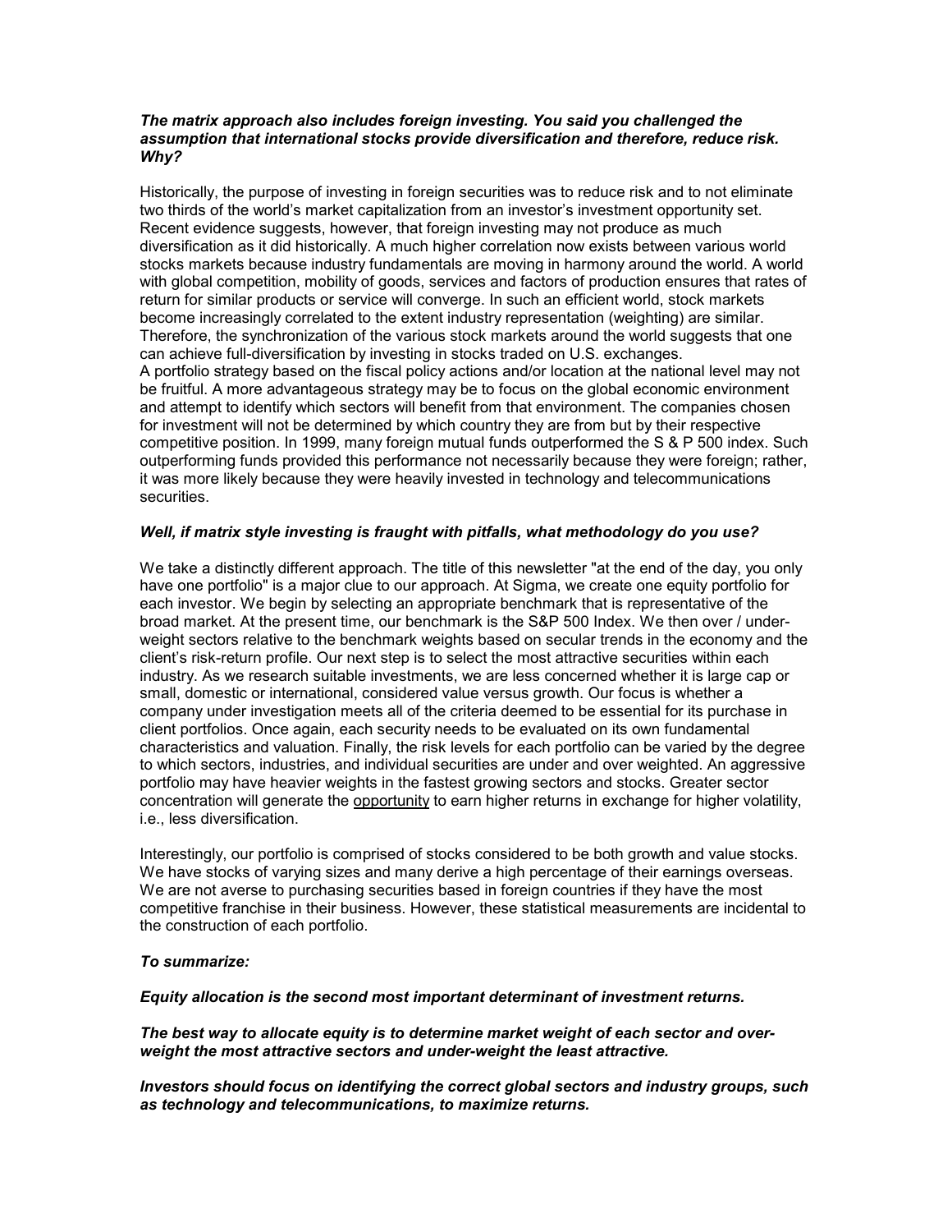***The matrix approach also includes foreign investing. You said you challenged the assumption that international stocks provide diversification and therefore, reduce risk. Why?***

Historically, the purpose of investing in foreign securities was to reduce risk and to not eliminate two thirds of the world's market capitalization from an investor's investment opportunity set. Recent evidence suggests, however, that foreign investing may not produce as much diversification as it did historically. A much higher correlation now exists between various world stocks markets because industry fundamentals are moving in harmony around the world. A world with global competition, mobility of goods, services and factors of production ensures that rates of return for similar products or service will converge. In such an efficient world, stock markets become increasingly correlated to the extent industry representation (weighting) are similar. Therefore, the synchronization of the various stock markets around the world suggests that one can achieve full-diversification by investing in stocks traded on U.S. exchanges.
A portfolio strategy based on the fiscal policy actions and/or location at the national level may not be fruitful. A more advantageous strategy may be to focus on the global economic environment and attempt to identify which sectors will benefit from that environment. The companies chosen for investment will not be determined by which country they are from but by their respective competitive position. In 1999, many foreign mutual funds outperformed the S & P 500 index. Such outperforming funds provided this performance not necessarily because they were foreign; rather, it was more likely because they were heavily invested in technology and telecommunications securities.

***Well, if matrix style investing is fraught with pitfalls, what methodology do you use?***

We take a distinctly different approach. The title of this newsletter "at the end of the day, you only have one portfolio" is a major clue to our approach. At Sigma, we create one equity portfolio for each investor. We begin by selecting an appropriate benchmark that is representative of the broad market. At the present time, our benchmark is the S&P 500 Index. We then over / under-weight sectors relative to the benchmark weights based on secular trends in the economy and the client's risk-return profile. Our next step is to select the most attractive securities within each industry. As we research suitable investments, we are less concerned whether it is large cap or small, domestic or international, considered value versus growth. Our focus is whether a company under investigation meets all of the criteria deemed to be essential for its purchase in client portfolios. Once again, each security needs to be evaluated on its own fundamental characteristics and valuation. Finally, the risk levels for each portfolio can be varied by the degree to which sectors, industries, and individual securities are under and over weighted. An aggressive portfolio may have heavier weights in the fastest growing sectors and stocks. Greater sector concentration will generate the <u>opportunity</u> to earn higher returns in exchange for higher volatility, i.e., less diversification.

Interestingly, our portfolio is comprised of stocks considered to be both growth and value stocks. We have stocks of varying sizes and many derive a high percentage of their earnings overseas. We are not averse to purchasing securities based in foreign countries if they have the most competitive franchise in their business. However, these statistical measurements are incidental to the construction of each portfolio.

***To summarize:***

***Equity allocation is the second most important determinant of investment returns.***

***The best way to allocate equity is to determine market weight of each sector and over-weight the most attractive sectors and under-weight the least attractive.***

***Investors should focus on identifying the correct global sectors and industry groups, such as technology and telecommunications, to maximize returns.***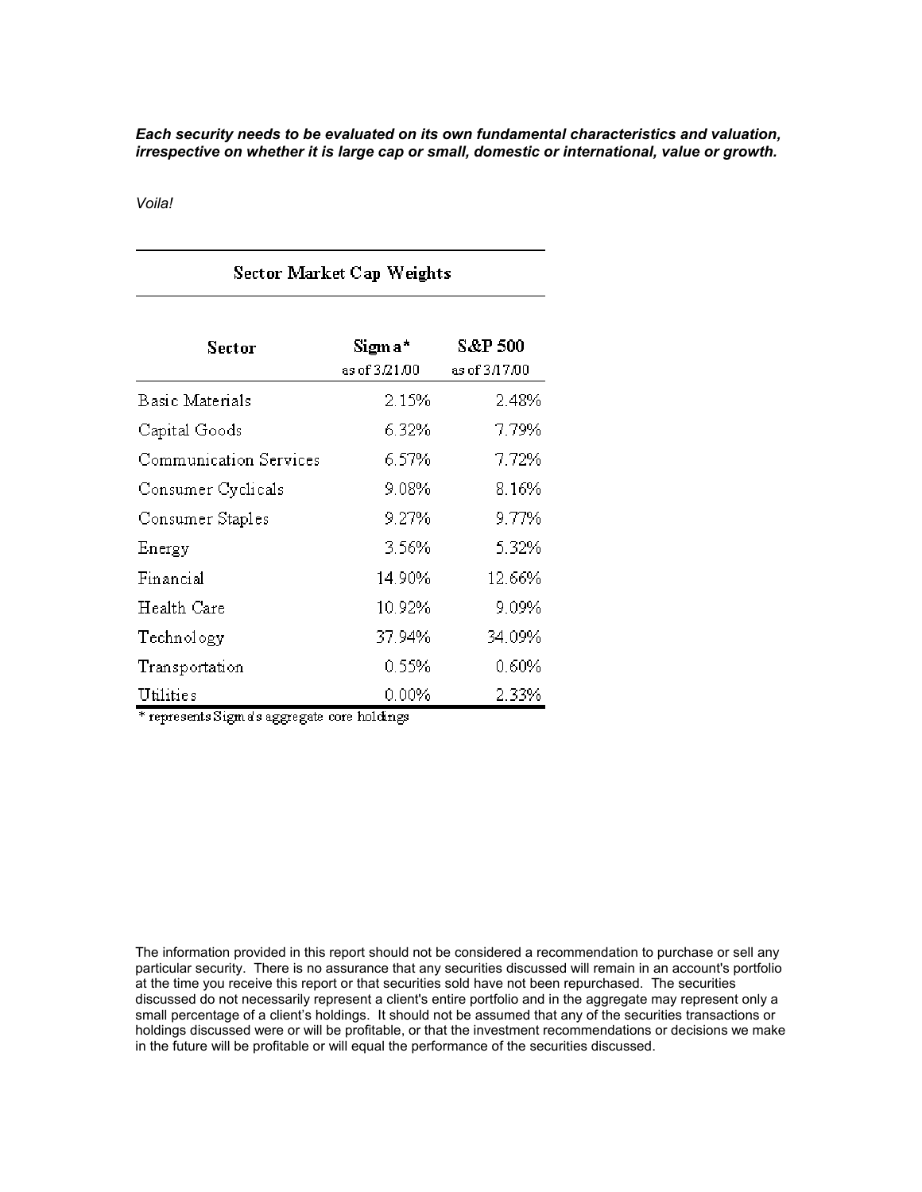***Each security needs to be evaluated on its own fundamental characteristics and valuation, irrespective on whether it is large cap or small, domestic or international, value or growth.***

*Voila!*

**Sector Market Cap Weights**

| **Sector** | **Sigma*** as of 3/21/00 | **S&P 500** as of 3/17/00 |
|---|---|---|
| Basic Materials | 2.15% | 2.48% |
| Capital Goods | 6.32% | 7.79% |
| Communication Services | 6.57% | 7.72% |
| Consumer Cyclicals | 9.08% | 8.16% |
| Consumer Staples | 9.27% | 9.77% |
| Energy | 3.56% | 5.32% |
| Financial | 14.90% | 12.66% |
| Health Care | 10.92% | 9.09% |
| Technology | 37.94% | 34.09% |
| Transportation | 0.55% | 0.60% |
| Utilities | 0.00% | 2.33% |

\* represents Sigma's aggregate core holdings

The information provided in this report should not be considered a recommendation to purchase or sell any particular security. There is no assurance that any securities discussed will remain in an account's portfolio at the time you receive this report or that securities sold have not been repurchased. The securities discussed do not necessarily represent a client's entire portfolio and in the aggregate may represent only a small percentage of a client's holdings. It should not be assumed that any of the securities transactions or holdings discussed were or will be profitable, or that the investment recommendations or decisions we make in the future will be profitable or will equal the performance of the securities discussed.